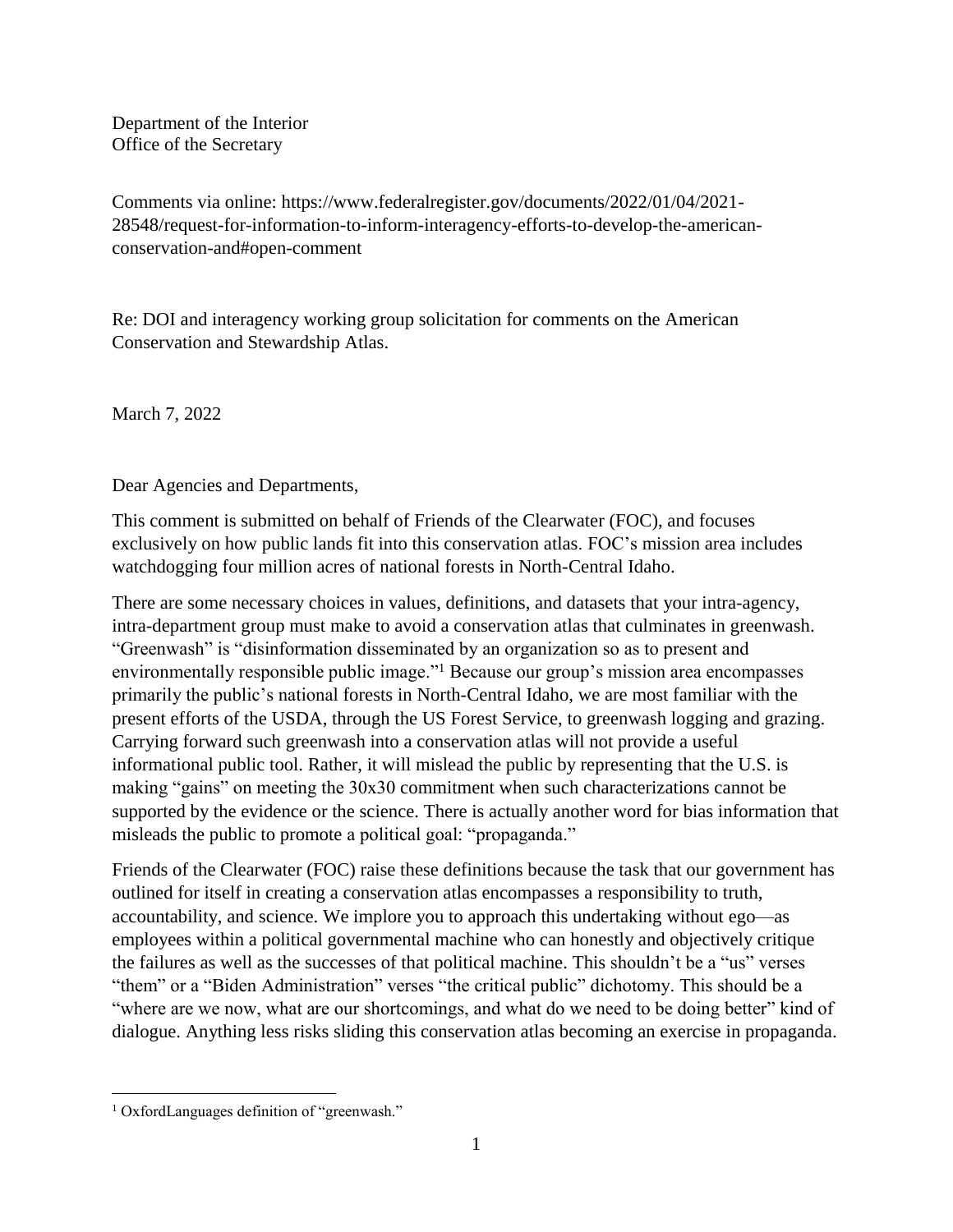Department of the Interior
Office of the Secretary

Comments via online: https://www.federalregister.gov/documents/2022/01/04/2021-28548/request-for-information-to-inform-interagency-efforts-to-develop-the-american-conservation-and#open-comment

Re: DOI and interagency working group solicitation for comments on the American Conservation and Stewardship Atlas.

March 7, 2022

Dear Agencies and Departments,

This comment is submitted on behalf of Friends of the Clearwater (FOC), and focuses exclusively on how public lands fit into this conservation atlas. FOC's mission area includes watchdogging four million acres of national forests in North-Central Idaho.

There are some necessary choices in values, definitions, and datasets that your intra-agency, intra-department group must make to avoid a conservation atlas that culminates in greenwash. "Greenwash" is "disinformation disseminated by an organization so as to present and environmentally responsible public image."[1] Because our group's mission area encompasses primarily the public's national forests in North-Central Idaho, we are most familiar with the present efforts of the USDA, through the US Forest Service, to greenwash logging and grazing. Carrying forward such greenwash into a conservation atlas will not provide a useful informational public tool. Rather, it will mislead the public by representing that the U.S. is making "gains" on meeting the 30x30 commitment when such characterizations cannot be supported by the evidence or the science. There is actually another word for bias information that misleads the public to promote a political goal: "propaganda."

Friends of the Clearwater (FOC) raise these definitions because the task that our government has outlined for itself in creating a conservation atlas encompasses a responsibility to truth, accountability, and science. We implore you to approach this undertaking without ego—as employees within a political governmental machine who can honestly and objectively critique the failures as well as the successes of that political machine. This shouldn't be a "us" verses "them" or a "Biden Administration" verses "the critical public" dichotomy. This should be a "where are we now, what are our shortcomings, and what do we need to be doing better" kind of dialogue. Anything less risks sliding this conservation atlas becoming an exercise in propaganda.

---

[1] OxfordLanguages definition of "greenwash."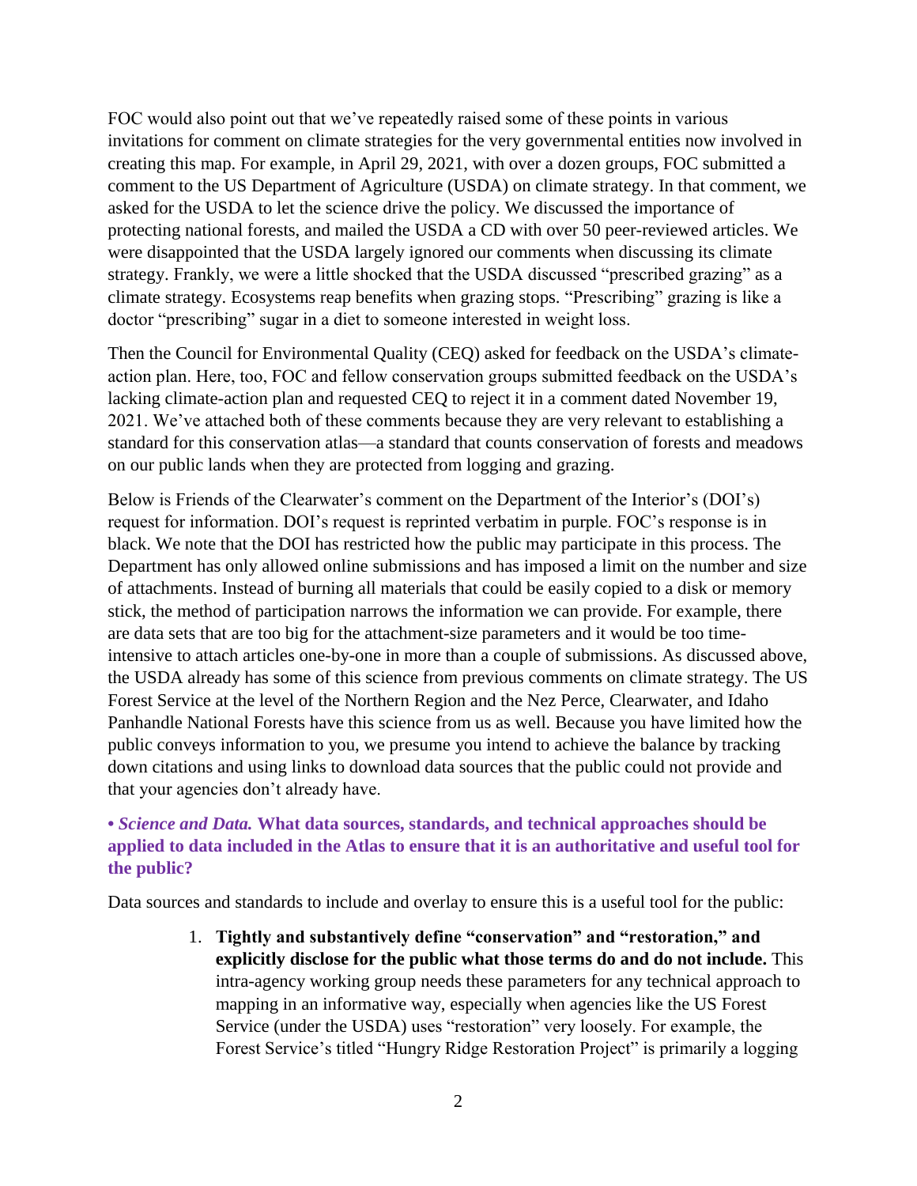FOC would also point out that we've repeatedly raised some of these points in various invitations for comment on climate strategies for the very governmental entities now involved in creating this map. For example, in April 29, 2021, with over a dozen groups, FOC submitted a comment to the US Department of Agriculture (USDA) on climate strategy. In that comment, we asked for the USDA to let the science drive the policy. We discussed the importance of protecting national forests, and mailed the USDA a CD with over 50 peer-reviewed articles. We were disappointed that the USDA largely ignored our comments when discussing its climate strategy. Frankly, we were a little shocked that the USDA discussed "prescribed grazing" as a climate strategy. Ecosystems reap benefits when grazing stops. "Prescribing" grazing is like a doctor "prescribing" sugar in a diet to someone interested in weight loss.

Then the Council for Environmental Quality (CEQ) asked for feedback on the USDA's climate-action plan. Here, too, FOC and fellow conservation groups submitted feedback on the USDA's lacking climate-action plan and requested CEQ to reject it in a comment dated November 19, 2021. We've attached both of these comments because they are very relevant to establishing a standard for this conservation atlas—a standard that counts conservation of forests and meadows on our public lands when they are protected from logging and grazing.

Below is Friends of the Clearwater's comment on the Department of the Interior's (DOI's) request for information. DOI's request is reprinted verbatim in purple. FOC's response is in black. We note that the DOI has restricted how the public may participate in this process. The Department has only allowed online submissions and has imposed a limit on the number and size of attachments. Instead of burning all materials that could be easily copied to a disk or memory stick, the method of participation narrows the information we can provide. For example, there are data sets that are too big for the attachment-size parameters and it would be too time-intensive to attach articles one-by-one in more than a couple of submissions. As discussed above, the USDA already has some of this science from previous comments on climate strategy. The US Forest Service at the level of the Northern Region and the Nez Perce, Clearwater, and Idaho Panhandle National Forests have this science from us as well. Because you have limited how the public conveys information to you, we presume you intend to achieve the balance by tracking down citations and using links to download data sources that the public could not provide and that your agencies don't already have.

**• *Science and Data.* What data sources, standards, and technical approaches should be applied to data included in the Atlas to ensure that it is an authoritative and useful tool for the public?**

Data sources and standards to include and overlay to ensure this is a useful tool for the public:

1. **Tightly and substantively define "conservation" and "restoration," and explicitly disclose for the public what those terms do and do not include.** This intra-agency working group needs these parameters for any technical approach to mapping in an informative way, especially when agencies like the US Forest Service (under the USDA) uses "restoration" very loosely. For example, the Forest Service's titled "Hungry Ridge Restoration Project" is primarily a logging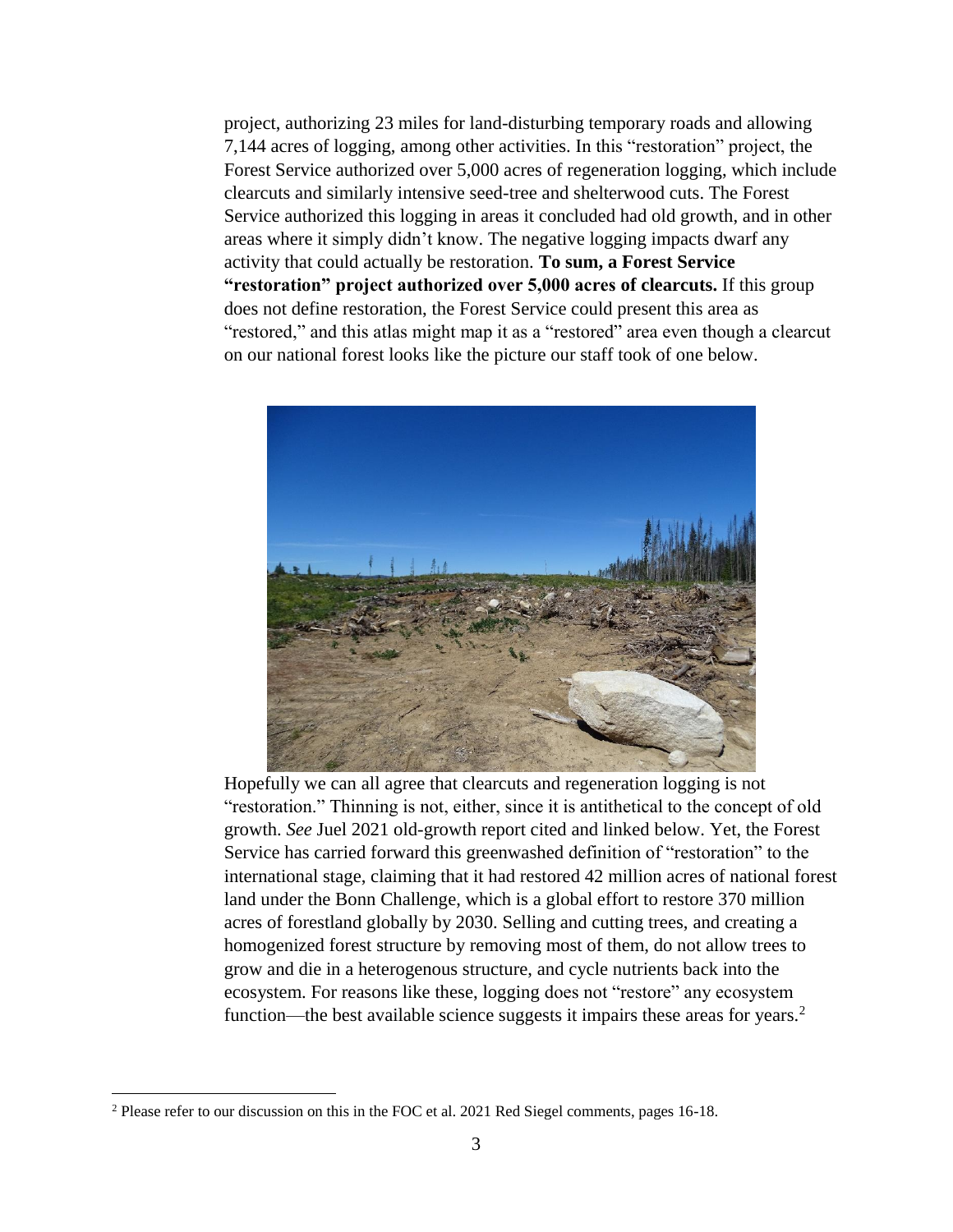project, authorizing 23 miles for land-disturbing temporary roads and allowing 7,144 acres of logging, among other activities. In this "restoration" project, the Forest Service authorized over 5,000 acres of regeneration logging, which include clearcuts and similarly intensive seed-tree and shelterwood cuts. The Forest Service authorized this logging in areas it concluded had old growth, and in other areas where it simply didn't know. The negative logging impacts dwarf any activity that could actually be restoration. **To sum, a Forest Service "restoration" project authorized over 5,000 acres of clearcuts.** If this group does not define restoration, the Forest Service could present this area as "restored," and this atlas might map it as a "restored" area even though a clearcut on our national forest looks like the picture our staff took of one below.

Hopefully we can all agree that clearcuts and regeneration logging is not "restoration." Thinning is not, either, since it is antithetical to the concept of old growth. *See* Juel 2021 old-growth report cited and linked below. Yet, the Forest Service has carried forward this greenwashed definition of "restoration" to the international stage, claiming that it had restored 42 million acres of national forest land under the Bonn Challenge, which is a global effort to restore 370 million acres of forestland globally by 2030. Selling and cutting trees, and creating a homogenized forest structure by removing most of them, do not allow trees to grow and die in a heterogenous structure, and cycle nutrients back into the ecosystem. For reasons like these, logging does not "restore" any ecosystem function—the best available science suggests it impairs these areas for years.[2]

---

[2] Please refer to our discussion on this in the FOC et al. 2021 Red Siegel comments, pages 16-18.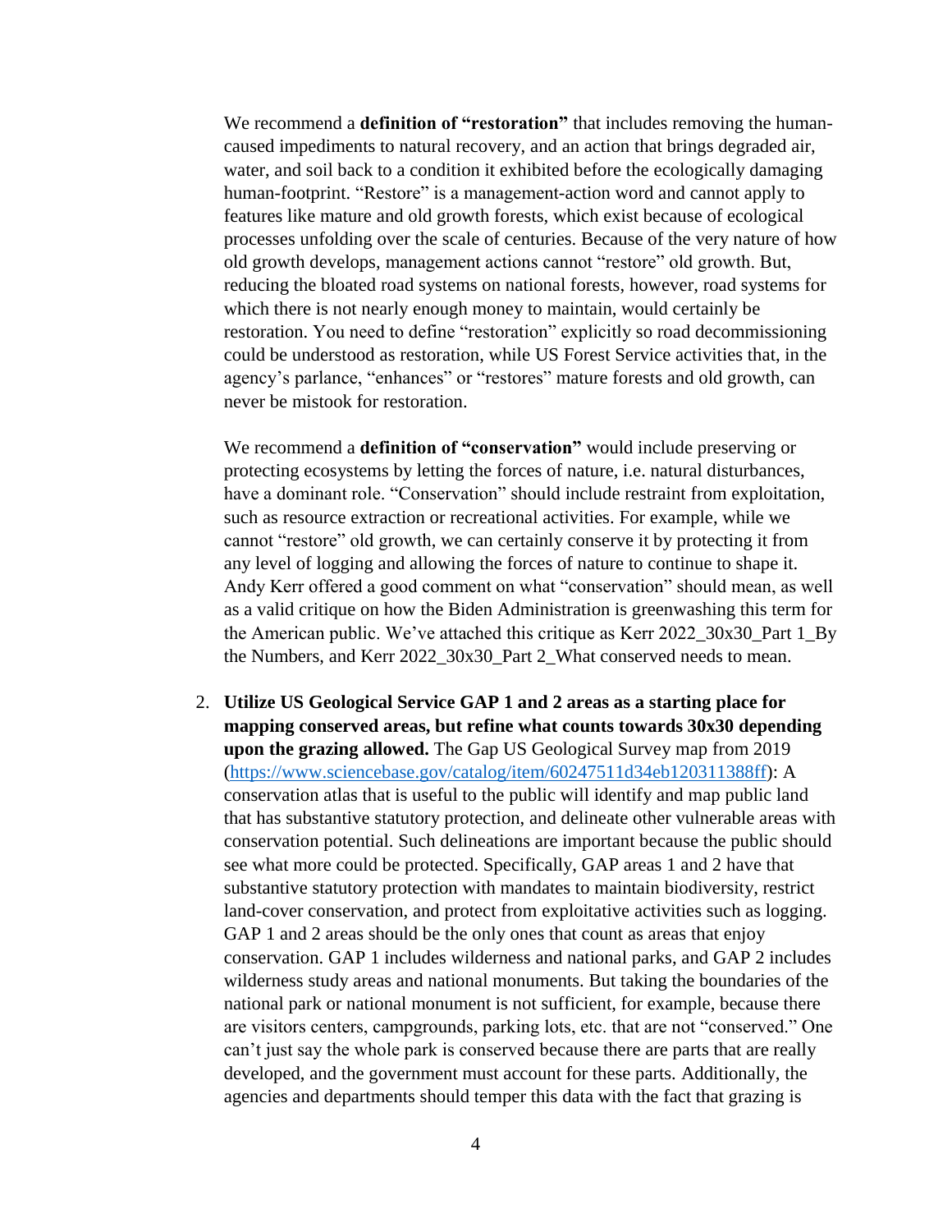We recommend a **definition of "restoration"** that includes removing the human-caused impediments to natural recovery, and an action that brings degraded air, water, and soil back to a condition it exhibited before the ecologically damaging human-footprint. "Restore" is a management-action word and cannot apply to features like mature and old growth forests, which exist because of ecological processes unfolding over the scale of centuries. Because of the very nature of how old growth develops, management actions cannot "restore" old growth. But, reducing the bloated road systems on national forests, however, road systems for which there is not nearly enough money to maintain, would certainly be restoration. You need to define "restoration" explicitly so road decommissioning could be understood as restoration, while US Forest Service activities that, in the agency's parlance, "enhances" or "restores" mature forests and old growth, can never be mistook for restoration.

We recommend a **definition of "conservation"** would include preserving or protecting ecosystems by letting the forces of nature, i.e. natural disturbances, have a dominant role. "Conservation" should include restraint from exploitation, such as resource extraction or recreational activities. For example, while we cannot "restore" old growth, we can certainly conserve it by protecting it from any level of logging and allowing the forces of nature to continue to shape it. Andy Kerr offered a good comment on what "conservation" should mean, as well as a valid critique on how the Biden Administration is greenwashing this term for the American public. We've attached this critique as Kerr 2022_30x30_Part 1_By the Numbers, and Kerr 2022_30x30_Part 2_What conserved needs to mean.

2. **Utilize US Geological Service GAP 1 and 2 areas as a starting place for mapping conserved areas, but refine what counts towards 30x30 depending upon the grazing allowed.** The Gap US Geological Survey map from 2019 (https://www.sciencebase.gov/catalog/item/60247511d34eb120311388ff): A conservation atlas that is useful to the public will identify and map public land that has substantive statutory protection, and delineate other vulnerable areas with conservation potential. Such delineations are important because the public should see what more could be protected. Specifically, GAP areas 1 and 2 have that substantive statutory protection with mandates to maintain biodiversity, restrict land-cover conservation, and protect from exploitative activities such as logging. GAP 1 and 2 areas should be the only ones that count as areas that enjoy conservation. GAP 1 includes wilderness and national parks, and GAP 2 includes wilderness study areas and national monuments. But taking the boundaries of the national park or national monument is not sufficient, for example, because there are visitors centers, campgrounds, parking lots, etc. that are not "conserved." One can't just say the whole park is conserved because there are parts that are really developed, and the government must account for these parts. Additionally, the agencies and departments should temper this data with the fact that grazing is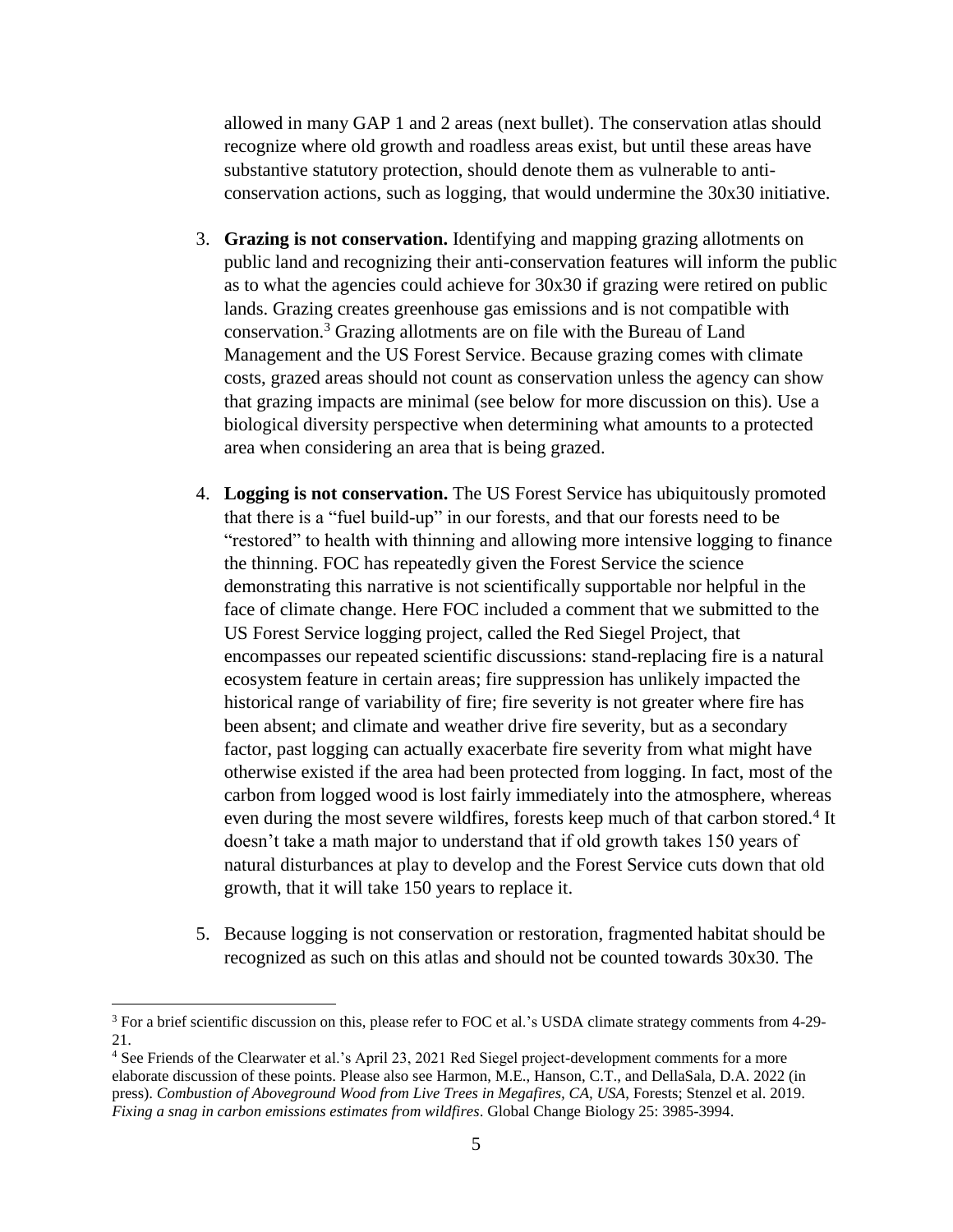allowed in many GAP 1 and 2 areas (next bullet). The conservation atlas should recognize where old growth and roadless areas exist, but until these areas have substantive statutory protection, should denote them as vulnerable to anti-conservation actions, such as logging, that would undermine the 30x30 initiative.

3. **Grazing is not conservation.** Identifying and mapping grazing allotments on public land and recognizing their anti-conservation features will inform the public as to what the agencies could achieve for 30x30 if grazing were retired on public lands. Grazing creates greenhouse gas emissions and is not compatible with conservation.[3] Grazing allotments are on file with the Bureau of Land Management and the US Forest Service. Because grazing comes with climate costs, grazed areas should not count as conservation unless the agency can show that grazing impacts are minimal (see below for more discussion on this). Use a biological diversity perspective when determining what amounts to a protected area when considering an area that is being grazed.

4. **Logging is not conservation.** The US Forest Service has ubiquitously promoted that there is a "fuel build-up" in our forests, and that our forests need to be "restored" to health with thinning and allowing more intensive logging to finance the thinning. FOC has repeatedly given the Forest Service the science demonstrating this narrative is not scientifically supportable nor helpful in the face of climate change. Here FOC included a comment that we submitted to the US Forest Service logging project, called the Red Siegel Project, that encompasses our repeated scientific discussions: stand-replacing fire is a natural ecosystem feature in certain areas; fire suppression has unlikely impacted the historical range of variability of fire; fire severity is not greater where fire has been absent; and climate and weather drive fire severity, but as a secondary factor, past logging can actually exacerbate fire severity from what might have otherwise existed if the area had been protected from logging. In fact, most of the carbon from logged wood is lost fairly immediately into the atmosphere, whereas even during the most severe wildfires, forests keep much of that carbon stored.[4] It doesn't take a math major to understand that if old growth takes 150 years of natural disturbances at play to develop and the Forest Service cuts down that old growth, that it will take 150 years to replace it.

5. Because logging is not conservation or restoration, fragmented habitat should be recognized as such on this atlas and should not be counted towards 30x30. The

---

[3] For a brief scientific discussion on this, please refer to FOC et al.'s USDA climate strategy comments from 4-29-21.

[4] See Friends of the Clearwater et al.'s April 23, 2021 Red Siegel project-development comments for a more elaborate discussion of these points. Please also see Harmon, M.E., Hanson, C.T., and DellaSala, D.A. 2022 (in press). *Combustion of Aboveground Wood from Live Trees in Megafires, CA, USA*, Forests; Stenzel et al. 2019. *Fixing a snag in carbon emissions estimates from wildfires*. Global Change Biology 25: 3985-3994.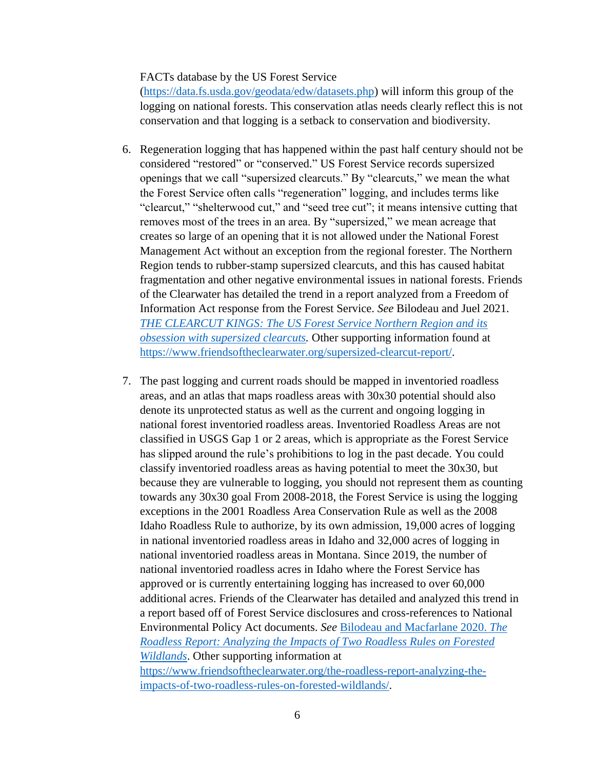FACTs database by the US Forest Service (https://data.fs.usda.gov/geodata/edw/datasets.php) will inform this group of the logging on national forests. This conservation atlas needs clearly reflect this is not conservation and that logging is a setback to conservation and biodiversity.

6. Regeneration logging that has happened within the past half century should not be considered "restored" or "conserved." US Forest Service records supersized openings that we call "supersized clearcuts." By "clearcuts," we mean the what the Forest Service often calls "regeneration" logging, and includes terms like "clearcut," "shelterwood cut," and "seed tree cut"; it means intensive cutting that removes most of the trees in an area. By "supersized," we mean acreage that creates so large of an opening that it is not allowed under the National Forest Management Act without an exception from the regional forester. The Northern Region tends to rubber-stamp supersized clearcuts, and this has caused habitat fragmentation and other negative environmental issues in national forests. Friends of the Clearwater has detailed the trend in a report analyzed from a Freedom of Information Act response from the Forest Service. *See* Bilodeau and Juel 2021. *THE CLEARCUT KINGS: The US Forest Service Northern Region and its obsession with supersized clearcuts.* Other supporting information found at https://www.friendsoftheclearwater.org/supersized-clearcut-report/.

7. The past logging and current roads should be mapped in inventoried roadless areas, and an atlas that maps roadless areas with 30x30 potential should also denote its unprotected status as well as the current and ongoing logging in national forest inventoried roadless areas. Inventoried Roadless Areas are not classified in USGS Gap 1 or 2 areas, which is appropriate as the Forest Service has slipped around the rule's prohibitions to log in the past decade. You could classify inventoried roadless areas as having potential to meet the 30x30, but because they are vulnerable to logging, you should not represent them as counting towards any 30x30 goal From 2008-2018, the Forest Service is using the logging exceptions in the 2001 Roadless Area Conservation Rule as well as the 2008 Idaho Roadless Rule to authorize, by its own admission, 19,000 acres of logging in national inventoried roadless areas in Idaho and 32,000 acres of logging in national inventoried roadless areas in Montana. Since 2019, the number of national inventoried roadless acres in Idaho where the Forest Service has approved or is currently entertaining logging has increased to over 60,000 additional acres. Friends of the Clearwater has detailed and analyzed this trend in a report based off of Forest Service disclosures and cross-references to National Environmental Policy Act documents. *See* Bilodeau and Macfarlane 2020. *The Roadless Report: Analyzing the Impacts of Two Roadless Rules on Forested Wildlands*. Other supporting information at https://www.friendsoftheclearwater.org/the-roadless-report-analyzing-the-impacts-of-two-roadless-rules-on-forested-wildlands/.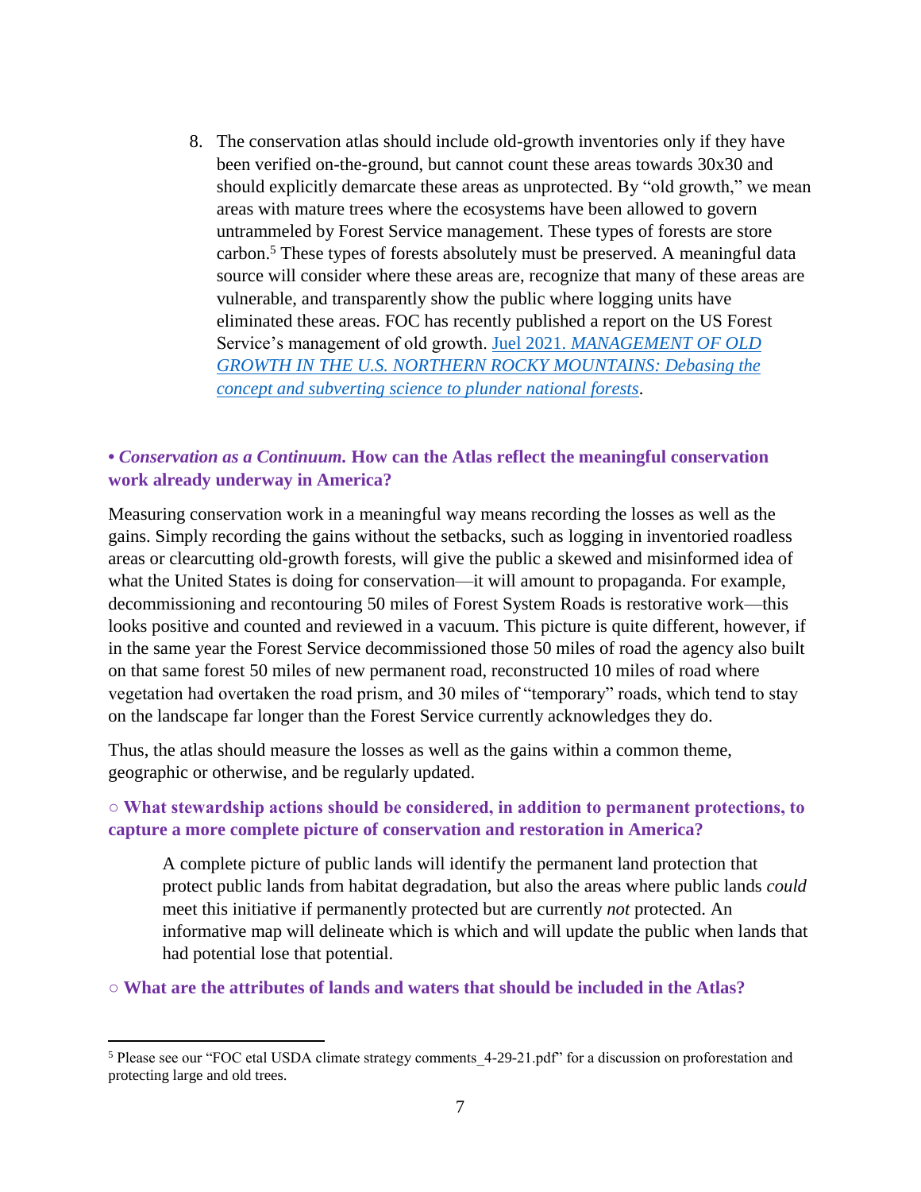8. The conservation atlas should include old-growth inventories only if they have been verified on-the-ground, but cannot count these areas towards 30x30 and should explicitly demarcate these areas as unprotected. By "old growth," we mean areas with mature trees where the ecosystems have been allowed to govern untrammeled by Forest Service management. These types of forests are store carbon.[5] These types of forests absolutely must be preserved. A meaningful data source will consider where these areas are, recognize that many of these areas are vulnerable, and transparently show the public where logging units have eliminated these areas. FOC has recently published a report on the US Forest Service's management of old growth. [Juel 2021. *MANAGEMENT OF OLD GROWTH IN THE U.S. NORTHERN ROCKY MOUNTAINS: Debasing the concept and subverting science to plunder national forests*](). 

### • *Conservation as a Continuum.* How can the Atlas reflect the meaningful conservation work already underway in America?

Measuring conservation work in a meaningful way means recording the losses as well as the gains. Simply recording the gains without the setbacks, such as logging in inventoried roadless areas or clearcutting old-growth forests, will give the public a skewed and misinformed idea of what the United States is doing for conservation—it will amount to propaganda. For example, decommissioning and recontouring 50 miles of Forest System Roads is restorative work—this looks positive and counted and reviewed in a vacuum. This picture is quite different, however, if in the same year the Forest Service decommissioned those 50 miles of road the agency also built on that same forest 50 miles of new permanent road, reconstructed 10 miles of road where vegetation had overtaken the road prism, and 30 miles of "temporary" roads, which tend to stay on the landscape far longer than the Forest Service currently acknowledges they do.

Thus, the atlas should measure the losses as well as the gains within a common theme, geographic or otherwise, and be regularly updated.

#### ○ What stewardship actions should be considered, in addition to permanent protections, to capture a more complete picture of conservation and restoration in America?

A complete picture of public lands will identify the permanent land protection that protect public lands from habitat degradation, but also the areas where public lands *could* meet this initiative if permanently protected but are currently *not* protected. An informative map will delineate which is which and will update the public when lands that had potential lose that potential.

#### ○ What are the attributes of lands and waters that should be included in the Atlas?

---

[5] Please see our "FOC etal USDA climate strategy comments_4-29-21.pdf" for a discussion on proforestation and protecting large and old trees.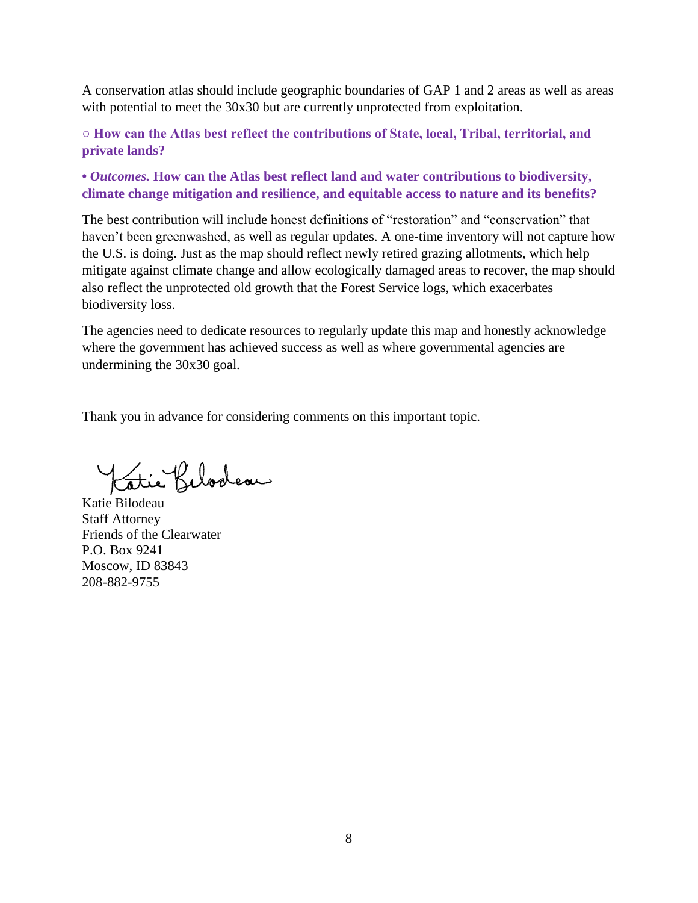A conservation atlas should include geographic boundaries of GAP 1 and 2 areas as well as areas with potential to meet the 30x30 but are currently unprotected from exploitation.

**○ How can the Atlas best reflect the contributions of State, local, Tribal, territorial, and private lands?**

**• *Outcomes.* How can the Atlas best reflect land and water contributions to biodiversity, climate change mitigation and resilience, and equitable access to nature and its benefits?**

The best contribution will include honest definitions of "restoration" and "conservation" that haven't been greenwashed, as well as regular updates. A one-time inventory will not capture how the U.S. is doing. Just as the map should reflect newly retired grazing allotments, which help mitigate against climate change and allow ecologically damaged areas to recover, the map should also reflect the unprotected old growth that the Forest Service logs, which exacerbates biodiversity loss.

The agencies need to dedicate resources to regularly update this map and honestly acknowledge where the government has achieved success as well as where governmental agencies are undermining the 30x30 goal.

Thank you in advance for considering comments on this important topic.

Katie Bilodeau

Katie Bilodeau  
Staff Attorney  
Friends of the Clearwater  
P.O. Box 9241  
Moscow, ID 83843  
208-882-9755